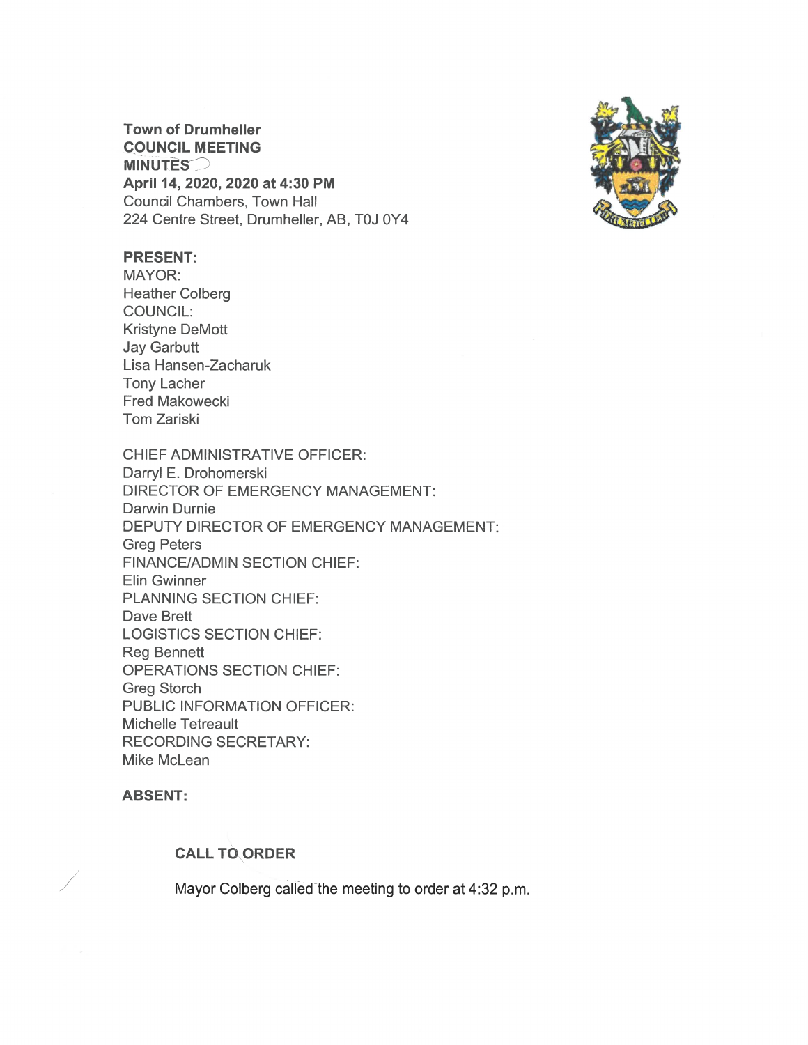**Town of Drumheller**
**COUNCIL MEETING**
**MINUTES**
**April 14, 2020, 2020 at 4:30 PM**
Council Chambers, Town Hall
224 Centre Street, Drumheller, AB, T0J 0Y4

**PRESENT:**
MAYOR:
Heather Colberg
COUNCIL:
Kristyne DeMott
Jay Garbutt
Lisa Hansen-Zacharuk
Tony Lacher
Fred Makowecki
Tom Zariski

CHIEF ADMINISTRATIVE OFFICER:
Darryl E. Drohomerski
DIRECTOR OF EMERGENCY MANAGEMENT:
Darwin Durnie
DEPUTY DIRECTOR OF EMERGENCY MANAGEMENT:
Greg Peters
FINANCE/ADMIN SECTION CHIEF:
Elin Gwinner
PLANNING SECTION CHIEF:
Dave Brett
LOGISTICS SECTION CHIEF:
Reg Bennett
OPERATIONS SECTION CHIEF:
Greg Storch
PUBLIC INFORMATION OFFICER:
Michelle Tetreault
RECORDING SECRETARY:
Mike McLean

**ABSENT:**

**CALL TO ORDER**

Mayor Colberg called the meeting to order at 4:32 p.m.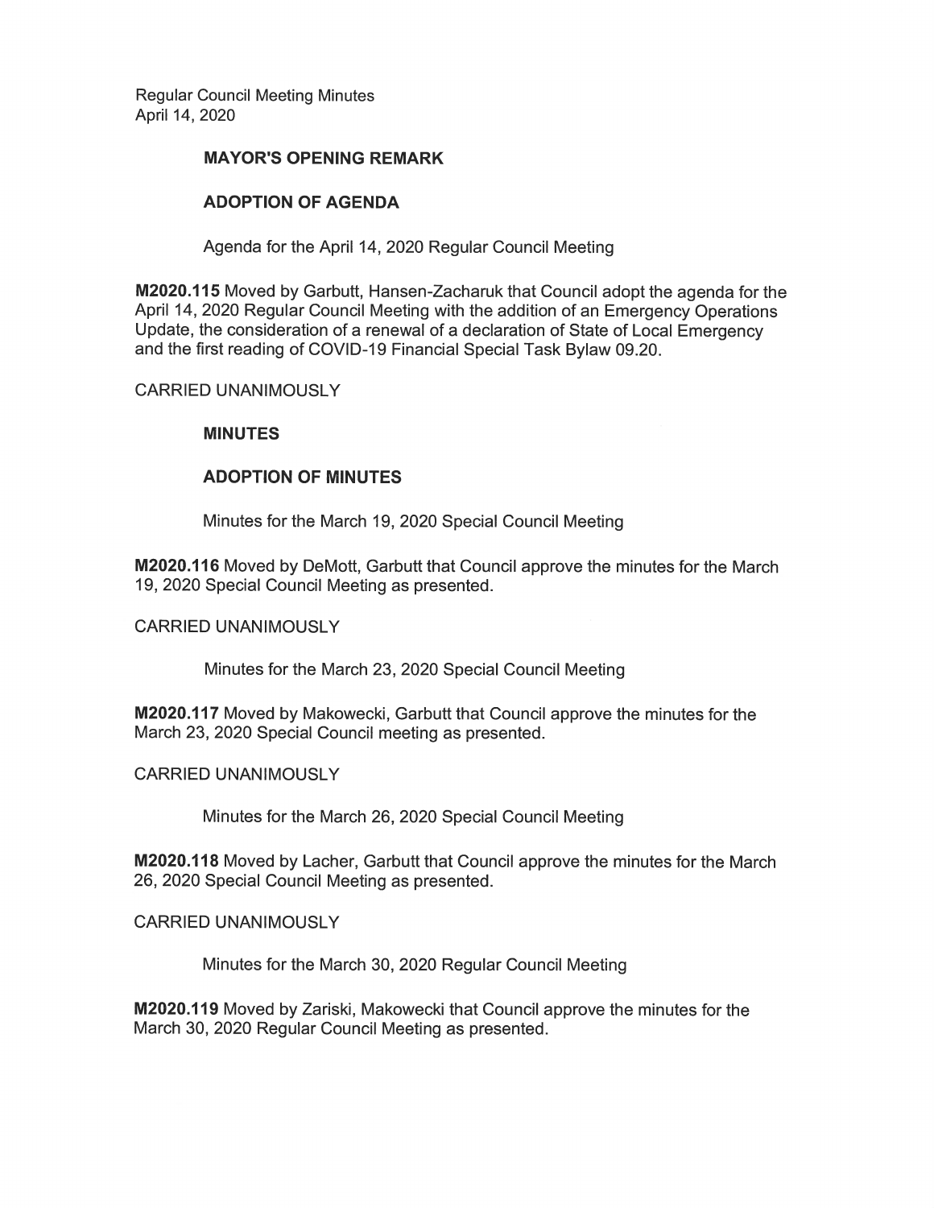Regular Council Meeting Minutes
April 14, 2020

## MAYOR'S OPENING REMARK

## ADOPTION OF AGENDA

Agenda for the April 14, 2020 Regular Council Meeting

**M2020.115** Moved by Garbutt, Hansen-Zacharuk that Council adopt the agenda for the April 14, 2020 Regular Council Meeting with the addition of an Emergency Operations Update, the consideration of a renewal of a declaration of State of Local Emergency and the first reading of COVID-19 Financial Special Task Bylaw 09.20.

CARRIED UNANIMOUSLY

## MINUTES

## ADOPTION OF MINUTES

Minutes for the March 19, 2020 Special Council Meeting

**M2020.116** Moved by DeMott, Garbutt that Council approve the minutes for the March 19, 2020 Special Council Meeting as presented.

CARRIED UNANIMOUSLY

Minutes for the March 23, 2020 Special Council Meeting

**M2020.117** Moved by Makowecki, Garbutt that Council approve the minutes for the March 23, 2020 Special Council meeting as presented.

CARRIED UNANIMOUSLY

Minutes for the March 26, 2020 Special Council Meeting

**M2020.118** Moved by Lacher, Garbutt that Council approve the minutes for the March 26, 2020 Special Council Meeting as presented.

CARRIED UNANIMOUSLY

Minutes for the March 30, 2020 Regular Council Meeting

**M2020.119** Moved by Zariski, Makowecki that Council approve the minutes for the March 30, 2020 Regular Council Meeting as presented.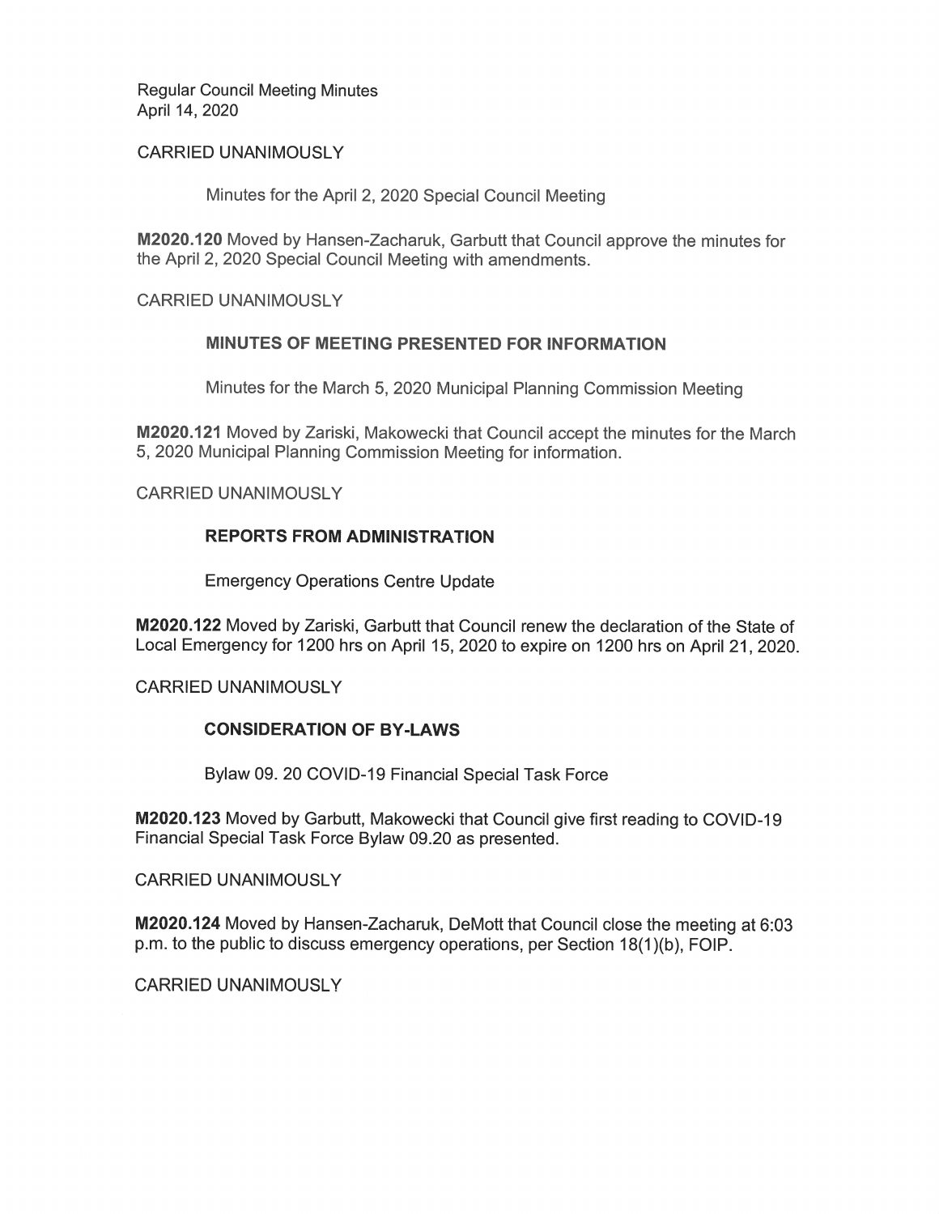CARRIED UNANIMOUSLY

Minutes for the April 2, 2020 Special Council Meeting

**M2020.120** Moved by Hansen-Zacharuk, Garbutt that Council approve the minutes for the April 2, 2020 Special Council Meeting with amendments.

CARRIED UNANIMOUSLY

### MINUTES OF MEETING PRESENTED FOR INFORMATION

Minutes for the March 5, 2020 Municipal Planning Commission Meeting

**M2020.121** Moved by Zariski, Makowecki that Council accept the minutes for the March 5, 2020 Municipal Planning Commission Meeting for information.

CARRIED UNANIMOUSLY

### REPORTS FROM ADMINISTRATION

Emergency Operations Centre Update

**M2020.122** Moved by Zariski, Garbutt that Council renew the declaration of the State of Local Emergency for 1200 hrs on April 15, 2020 to expire on 1200 hrs on April 21, 2020.

CARRIED UNANIMOUSLY

### CONSIDERATION OF BY-LAWS

Bylaw 09. 20 COVID-19 Financial Special Task Force

**M2020.123** Moved by Garbutt, Makowecki that Council give first reading to COVID-19 Financial Special Task Force Bylaw 09.20 as presented.

CARRIED UNANIMOUSLY

**M2020.124** Moved by Hansen-Zacharuk, DeMott that Council close the meeting at 6:03 p.m. to the public to discuss emergency operations, per Section 18(1)(b), FOIP.

CARRIED UNANIMOUSLY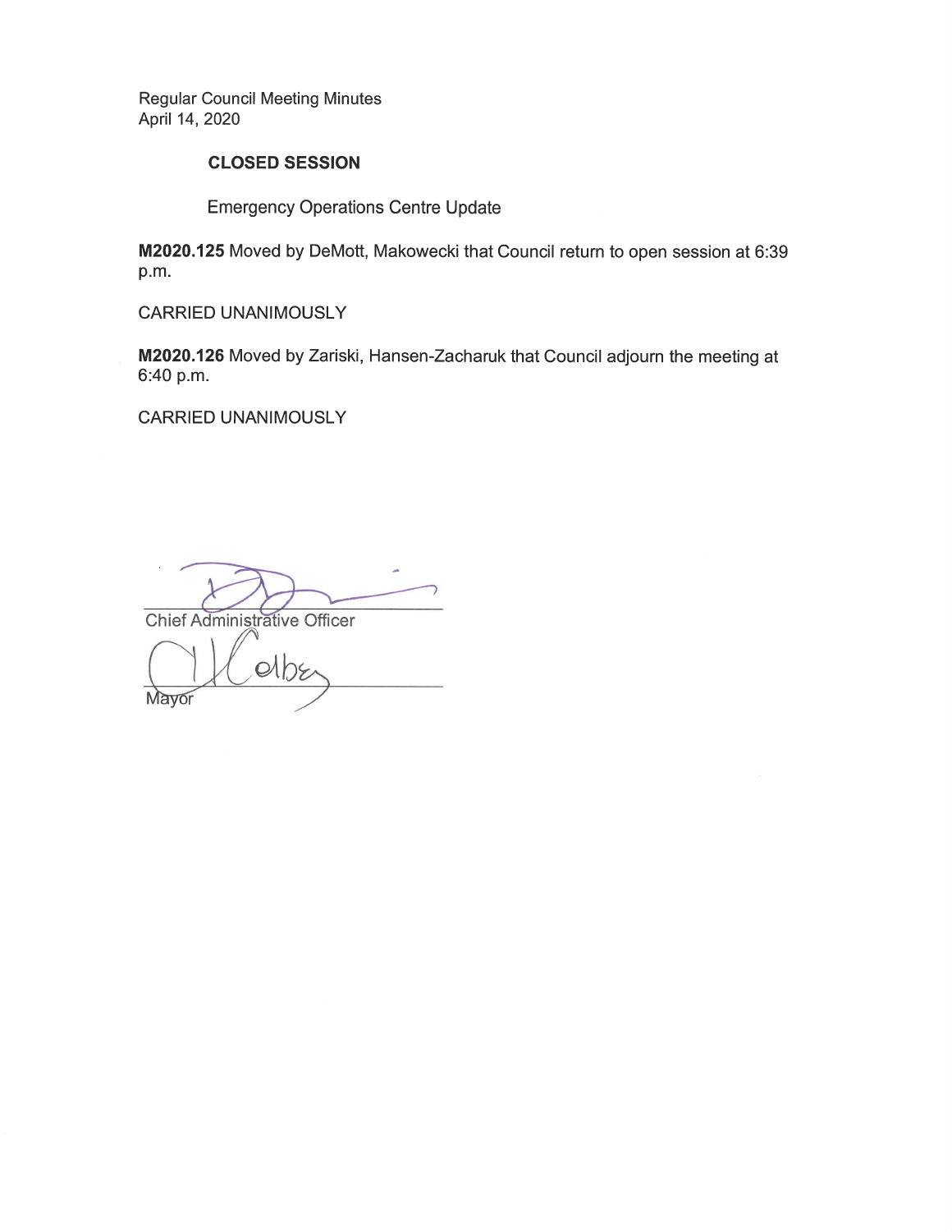Regular Council Meeting Minutes
April 14, 2020

**CLOSED SESSION**

Emergency Operations Centre Update

**M2020.125** Moved by DeMott, Makowecki that Council return to open session at 6:39 p.m.

CARRIED UNANIMOUSLY

**M2020.126** Moved by Zariski, Hansen-Zacharuk that Council adjourn the meeting at 6:40 p.m.

CARRIED UNANIMOUSLY

Chief Administrative Officer

Mayor